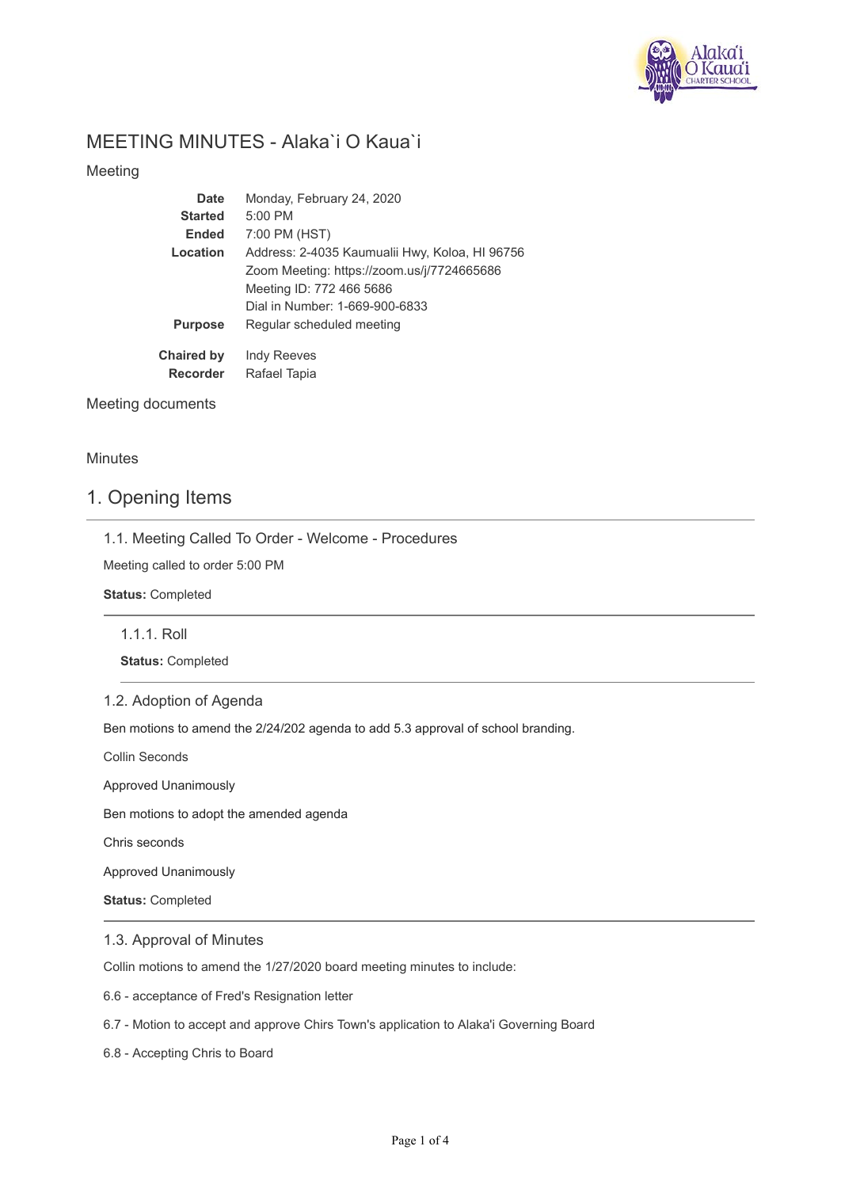# MEETING MINUTES - Alaka`i O Kaua`i

## Meeting

| | |
|---|---|
| **Date** | Monday, February 24, 2020 |
| **Started** | 5:00 PM |
| **Ended** | 7:00 PM (HST) |
| **Location** | Address: 2-4035 Kaumualii Hwy, Koloa, HI 96756<br>Zoom Meeting: https://zoom.us/j/7724665686<br>Meeting ID: 772 466 5686<br>Dial in Number: 1-669-900-6833 |
| **Purpose** | Regular scheduled meeting |
| **Chaired by** | Indy Reeves |
| **Recorder** | Rafael Tapia |

## Meeting documents

## Minutes

# 1. Opening Items

### 1.1. Meeting Called To Order - Welcome - Procedures

Meeting called to order 5:00 PM

**Status:** Completed

#### 1.1.1. Roll

**Status:** Completed

### 1.2. Adoption of Agenda

Ben motions to amend the 2/24/202 agenda to add 5.3 approval of school branding.

Collin Seconds

Approved Unanimously

Ben motions to adopt the amended agenda

Chris seconds

Approved Unanimously

**Status:** Completed

### 1.3. Approval of Minutes

Collin motions to amend the 1/27/2020 board meeting minutes to include:

6.6 - acceptance of Fred's Resignation letter

6.7 - Motion to accept and approve Chirs Town's application to Alaka'i Governing Board

6.8 - Accepting Chris to Board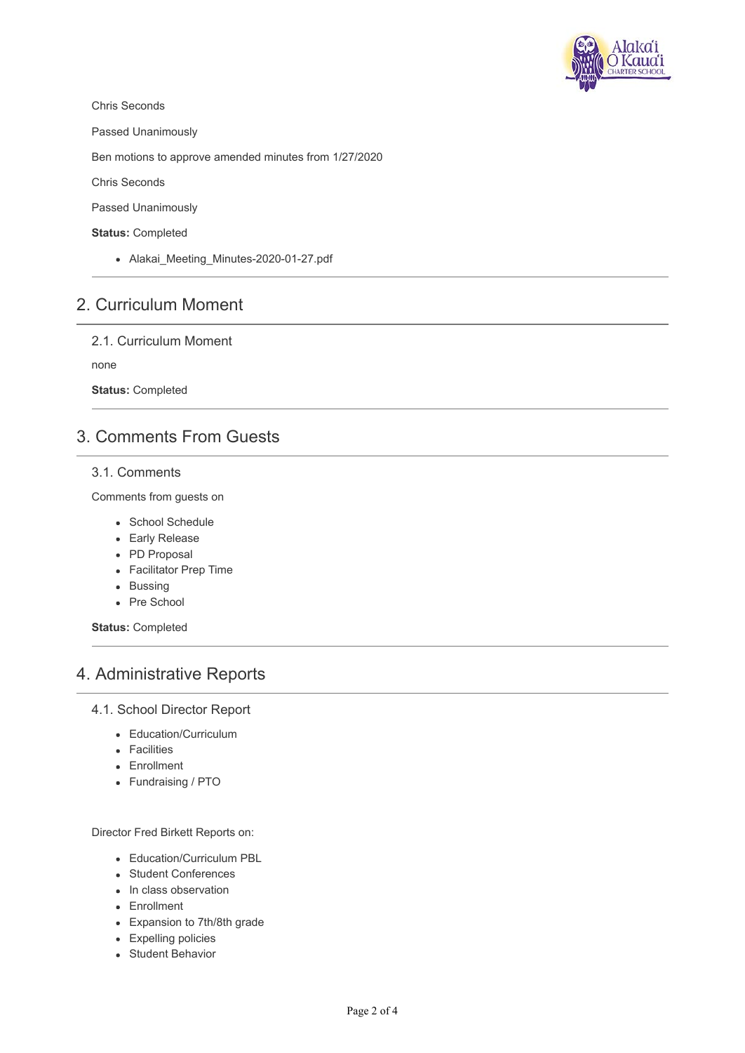Chris Seconds

Passed Unanimously

Ben motions to approve amended minutes from 1/27/2020

Chris Seconds

Passed Unanimously

**Status:** Completed

- Alakai_Meeting_Minutes-2020-01-27.pdf

## 2. Curriculum Moment

### 2.1. Curriculum Moment

none

**Status:** Completed

## 3. Comments From Guests

### 3.1. Comments

Comments from guests on

- School Schedule
- Early Release
- PD Proposal
- Facilitator Prep Time
- Bussing
- Pre School

**Status:** Completed

## 4. Administrative Reports

### 4.1. School Director Report

- Education/Curriculum
- Facilities
- Enrollment
- Fundraising / PTO

Director Fred Birkett Reports on:

- Education/Curriculum PBL
- Student Conferences
- In class observation
- Enrollment
- Expansion to 7th/8th grade
- Expelling policies
- Student Behavior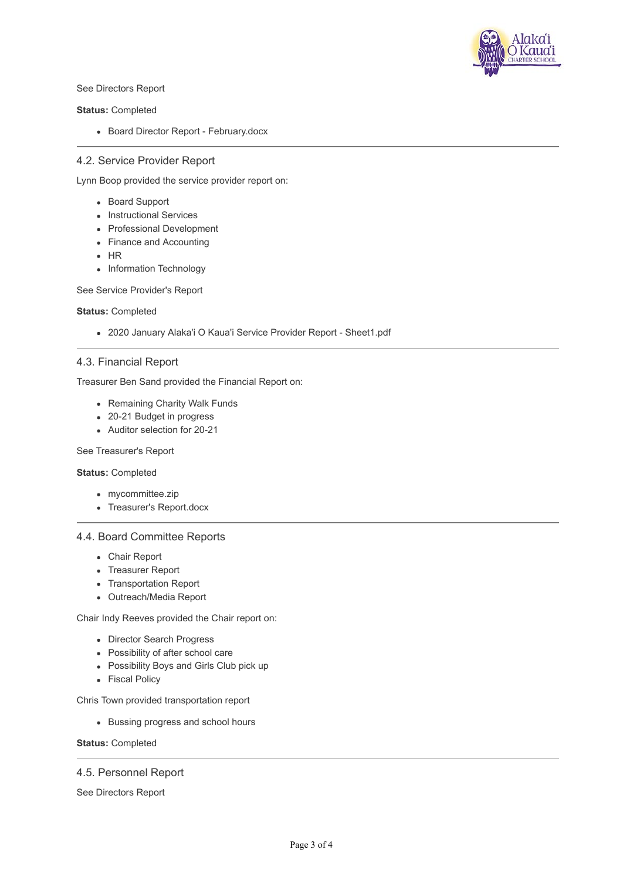See Directors Report

**Status:** Completed

- Board Director Report - February.docx

---

### 4.2. Service Provider Report

Lynn Boop provided the service provider report on:

- Board Support
- Instructional Services
- Professional Development
- Finance and Accounting
- HR
- Information Technology

See Service Provider's Report

**Status:** Completed

- 2020 January Alaka'i O Kaua'i Service Provider Report - Sheet1.pdf

---

### 4.3. Financial Report

Treasurer Ben Sand provided the Financial Report on:

- Remaining Charity Walk Funds
- 20-21 Budget in progress
- Auditor selection for 20-21

See Treasurer's Report

**Status:** Completed

- mycommittee.zip
- Treasurer's Report.docx

---

### 4.4. Board Committee Reports

- Chair Report
- Treasurer Report
- Transportation Report
- Outreach/Media Report

Chair Indy Reeves provided the Chair report on:

- Director Search Progress
- Possibility of after school care
- Possibility Boys and Girls Club pick up
- Fiscal Policy

Chris Town provided transportation report

- Bussing progress and school hours

**Status:** Completed

---

### 4.5. Personnel Report

See Directors Report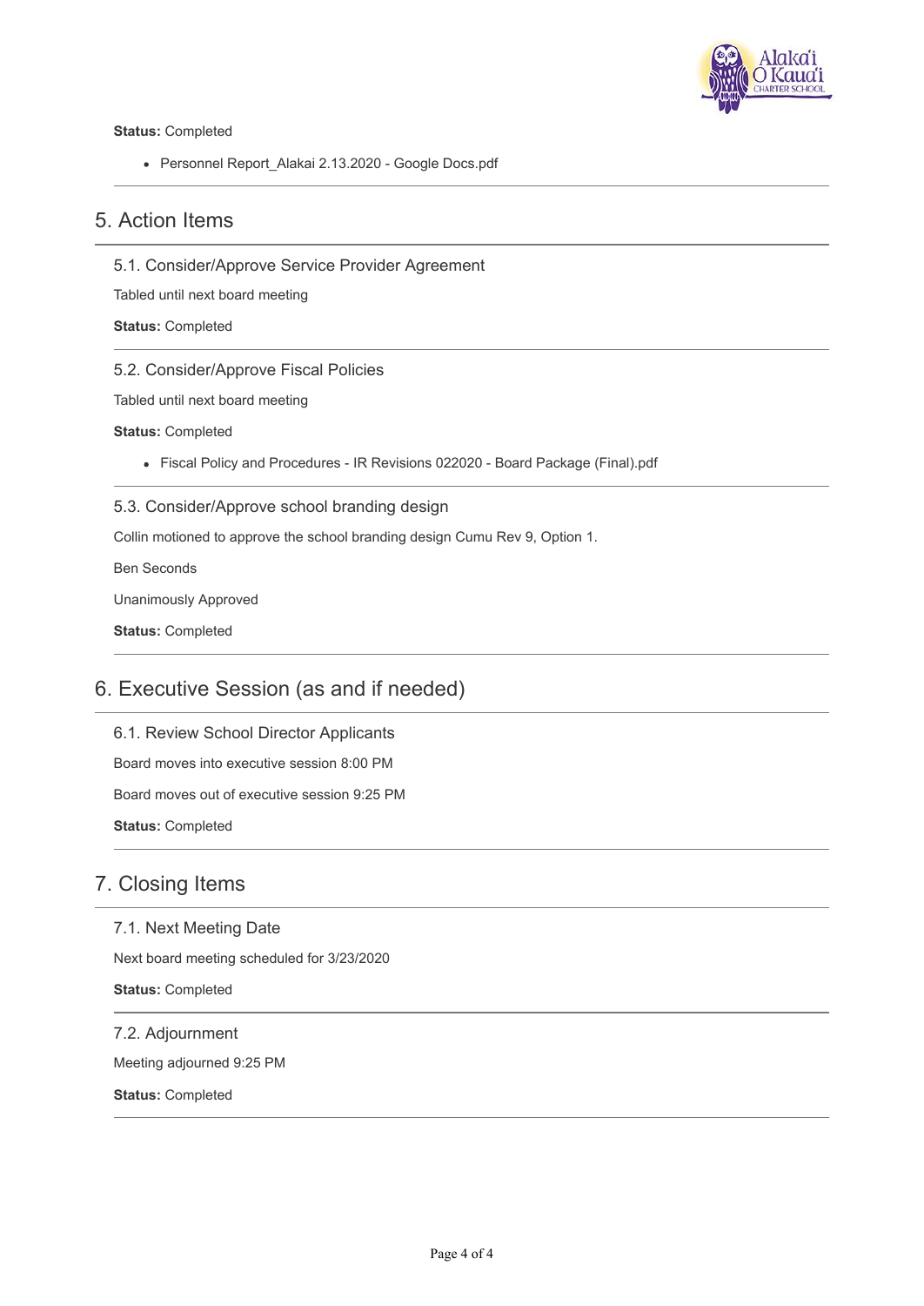**Status:** Completed

- Personnel Report_Alakai 2.13.2020 - Google Docs.pdf

## 5. Action Items

### 5.1. Consider/Approve Service Provider Agreement

Tabled until next board meeting

**Status:** Completed

### 5.2. Consider/Approve Fiscal Policies

Tabled until next board meeting

**Status:** Completed

- Fiscal Policy and Procedures - IR Revisions 022020 - Board Package (Final).pdf

### 5.3. Consider/Approve school branding design

Collin motioned to approve the school branding design Cumu Rev 9, Option 1.

Ben Seconds

Unanimously Approved

**Status:** Completed

## 6. Executive Session (as and if needed)

### 6.1. Review School Director Applicants

Board moves into executive session 8:00 PM

Board moves out of executive session 9:25 PM

**Status:** Completed

## 7. Closing Items

### 7.1. Next Meeting Date

Next board meeting scheduled for 3/23/2020

**Status:** Completed

### 7.2. Adjournment

Meeting adjourned 9:25 PM

**Status:** Completed